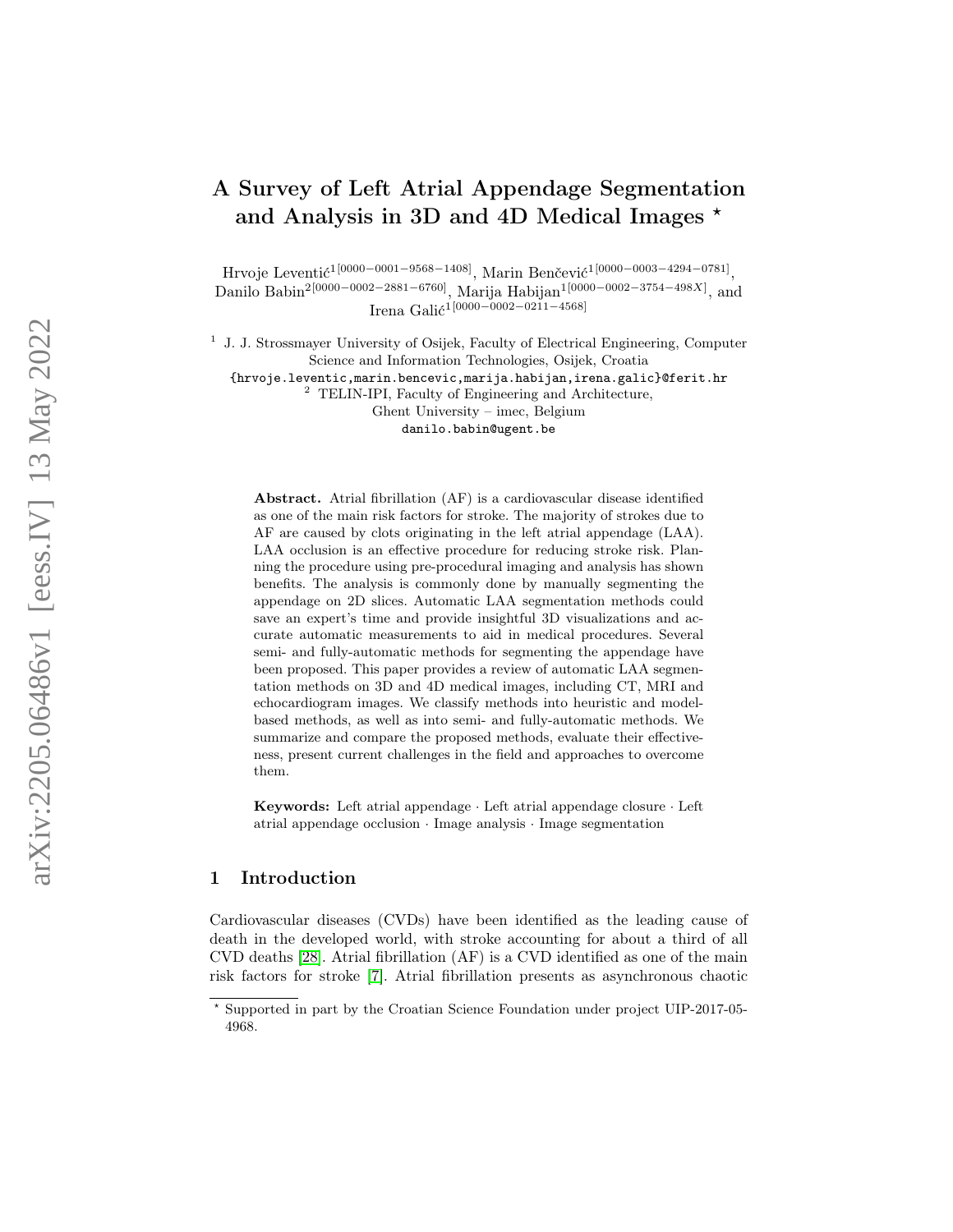# A Survey of Left Atrial Appendage Segmentation and Analysis in 3D and 4D Medical Images [*]

Hrvoje Leventić[1[0000−0001−9568−1408]], Marin Benčević[1[0000−0003−4294−0781]], Danilo Babin[2[0000−0002−2881−6760]], Marija Habijan[1[0000−0002−3754−498X]], and Irena Galić[1[0000−0002−0211−4568]]

[1] J. J. Strossmayer University of Osijek, Faculty of Electrical Engineering, Computer Science and Information Technologies, Osijek, Croatia
{hrvoje.leventic,marin.bencevic,marija.habijan,irena.galic}@ferit.hr

[2] TELIN-IPI, Faculty of Engineering and Architecture, Ghent University – imec, Belgium
danilo.babin@ugent.be

**Abstract.** Atrial fibrillation (AF) is a cardiovascular disease identified as one of the main risk factors for stroke. The majority of strokes due to AF are caused by clots originating in the left atrial appendage (LAA). LAA occlusion is an effective procedure for reducing stroke risk. Planning the procedure using pre-procedural imaging and analysis has shown benefits. The analysis is commonly done by manually segmenting the appendage on 2D slices. Automatic LAA segmentation methods could save an expert's time and provide insightful 3D visualizations and accurate automatic measurements to aid in medical procedures. Several semi- and fully-automatic methods for segmenting the appendage have been proposed. This paper provides a review of automatic LAA segmentation methods on 3D and 4D medical images, including CT, MRI and echocardiogram images. We classify methods into heuristic and model-based methods, as well as into semi- and fully-automatic methods. We summarize and compare the proposed methods, evaluate their effectiveness, present current challenges in the field and approaches to overcome them.

**Keywords:** Left atrial appendage · Left atrial appendage closure · Left atrial appendage occlusion · Image analysis · Image segmentation

## 1 Introduction

Cardiovascular diseases (CVDs) have been identified as the leading cause of death in the developed world, with stroke accounting for about a third of all CVD deaths [28]. Atrial fibrillation (AF) is a CVD identified as one of the main risk factors for stroke [7]. Atrial fibrillation presents as asynchronous chaotic

[*] Supported in part by the Croatian Science Foundation under project UIP-2017-05-4968.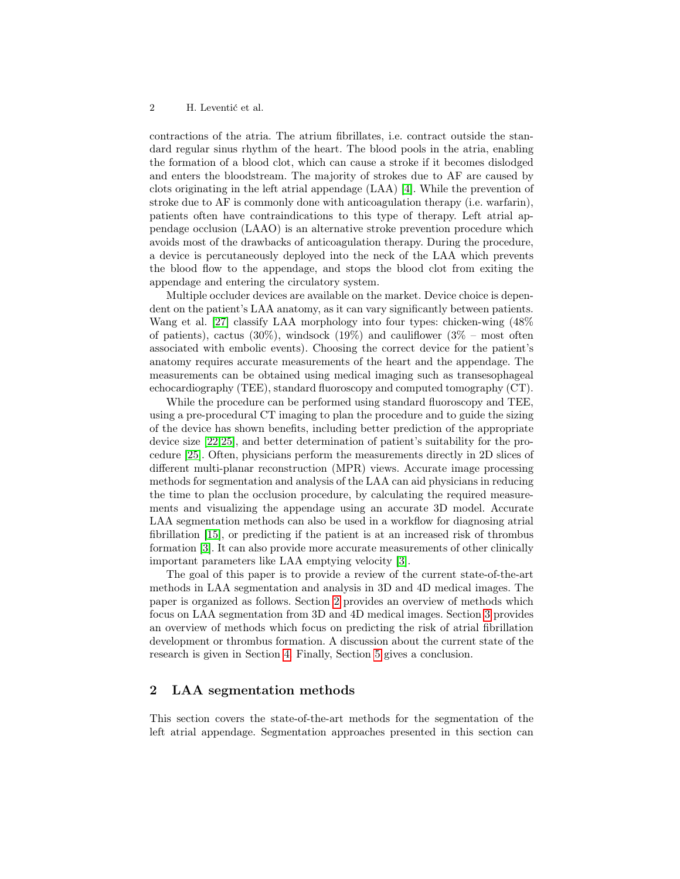contractions of the atria. The atrium fibrillates, i.e. contract outside the standard regular sinus rhythm of the heart. The blood pools in the atria, enabling the formation of a blood clot, which can cause a stroke if it becomes dislodged and enters the bloodstream. The majority of strokes due to AF are caused by clots originating in the left atrial appendage (LAA) [4]. While the prevention of stroke due to AF is commonly done with anticoagulation therapy (i.e. warfarin), patients often have contraindications to this type of therapy. Left atrial appendage occlusion (LAAO) is an alternative stroke prevention procedure which avoids most of the drawbacks of anticoagulation therapy. During the procedure, a device is percutaneously deployed into the neck of the LAA which prevents the blood flow to the appendage, and stops the blood clot from exiting the appendage and entering the circulatory system.

Multiple occluder devices are available on the market. Device choice is dependent on the patient's LAA anatomy, as it can vary significantly between patients. Wang et al. [27] classify LAA morphology into four types: chicken-wing (48% of patients), cactus (30%), windsock (19%) and cauliflower (3% – most often associated with embolic events). Choosing the correct device for the patient's anatomy requires accurate measurements of the heart and the appendage. The measurements can be obtained using medical imaging such as transesophageal echocardiography (TEE), standard fluoroscopy and computed tomography (CT).

While the procedure can be performed using standard fluoroscopy and TEE, using a pre-procedural CT imaging to plan the procedure and to guide the sizing of the device has shown benefits, including better prediction of the appropriate device size [22,25], and better determination of patient's suitability for the procedure [25]. Often, physicians perform the measurements directly in 2D slices of different multi-planar reconstruction (MPR) views. Accurate image processing methods for segmentation and analysis of the LAA can aid physicians in reducing the time to plan the occlusion procedure, by calculating the required measurements and visualizing the appendage using an accurate 3D model. Accurate LAA segmentation methods can also be used in a workflow for diagnosing atrial fibrillation [15], or predicting if the patient is at an increased risk of thrombus formation [3]. It can also provide more accurate measurements of other clinically important parameters like LAA emptying velocity [3].

The goal of this paper is to provide a review of the current state-of-the-art methods in LAA segmentation and analysis in 3D and 4D medical images. The paper is organized as follows. Section 2 provides an overview of methods which focus on LAA segmentation from 3D and 4D medical images. Section 3 provides an overview of methods which focus on predicting the risk of atrial fibrillation development or thrombus formation. A discussion about the current state of the research is given in Section 4. Finally, Section 5 gives a conclusion.

## 2 LAA segmentation methods

This section covers the state-of-the-art methods for the segmentation of the left atrial appendage. Segmentation approaches presented in this section can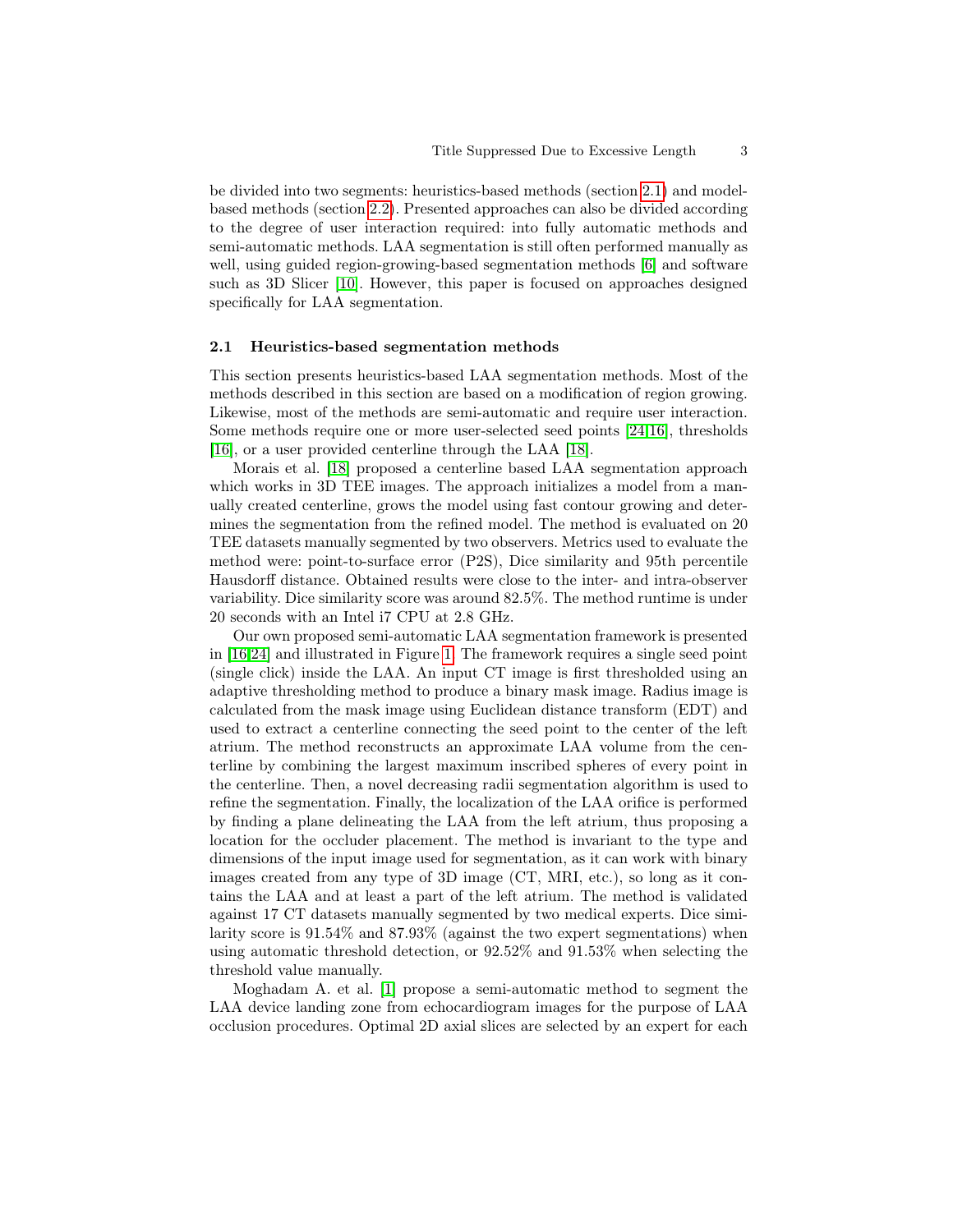be divided into two segments: heuristics-based methods (section 2.1) and model-based methods (section 2.2). Presented approaches can also be divided according to the degree of user interaction required: into fully automatic methods and semi-automatic methods. LAA segmentation is still often performed manually as well, using guided region-growing-based segmentation methods [6] and software such as 3D Slicer [10]. However, this paper is focused on approaches designed specifically for LAA segmentation.

### 2.1 Heuristics-based segmentation methods

This section presents heuristics-based LAA segmentation methods. Most of the methods described in this section are based on a modification of region growing. Likewise, most of the methods are semi-automatic and require user interaction. Some methods require one or more user-selected seed points [24,16], thresholds [16], or a user provided centerline through the LAA [18].

Morais et al. [18] proposed a centerline based LAA segmentation approach which works in 3D TEE images. The approach initializes a model from a manually created centerline, grows the model using fast contour growing and determines the segmentation from the refined model. The method is evaluated on 20 TEE datasets manually segmented by two observers. Metrics used to evaluate the method were: point-to-surface error (P2S), Dice similarity and 95th percentile Hausdorff distance. Obtained results were close to the inter- and intra-observer variability. Dice similarity score was around 82.5%. The method runtime is under 20 seconds with an Intel i7 CPU at 2.8 GHz.

Our own proposed semi-automatic LAA segmentation framework is presented in [16,24] and illustrated in Figure 1. The framework requires a single seed point (single click) inside the LAA. An input CT image is first thresholded using an adaptive thresholding method to produce a binary mask image. Radius image is calculated from the mask image using Euclidean distance transform (EDT) and used to extract a centerline connecting the seed point to the center of the left atrium. The method reconstructs an approximate LAA volume from the centerline by combining the largest maximum inscribed spheres of every point in the centerline. Then, a novel decreasing radii segmentation algorithm is used to refine the segmentation. Finally, the localization of the LAA orifice is performed by finding a plane delineating the LAA from the left atrium, thus proposing a location for the occluder placement. The method is invariant to the type and dimensions of the input image used for segmentation, as it can work with binary images created from any type of 3D image (CT, MRI, etc.), so long as it contains the LAA and at least a part of the left atrium. The method is validated against 17 CT datasets manually segmented by two medical experts. Dice similarity score is 91.54% and 87.93% (against the two expert segmentations) when using automatic threshold detection, or 92.52% and 91.53% when selecting the threshold value manually.

Moghadam A. et al. [1] propose a semi-automatic method to segment the LAA device landing zone from echocardiogram images for the purpose of LAA occlusion procedures. Optimal 2D axial slices are selected by an expert for each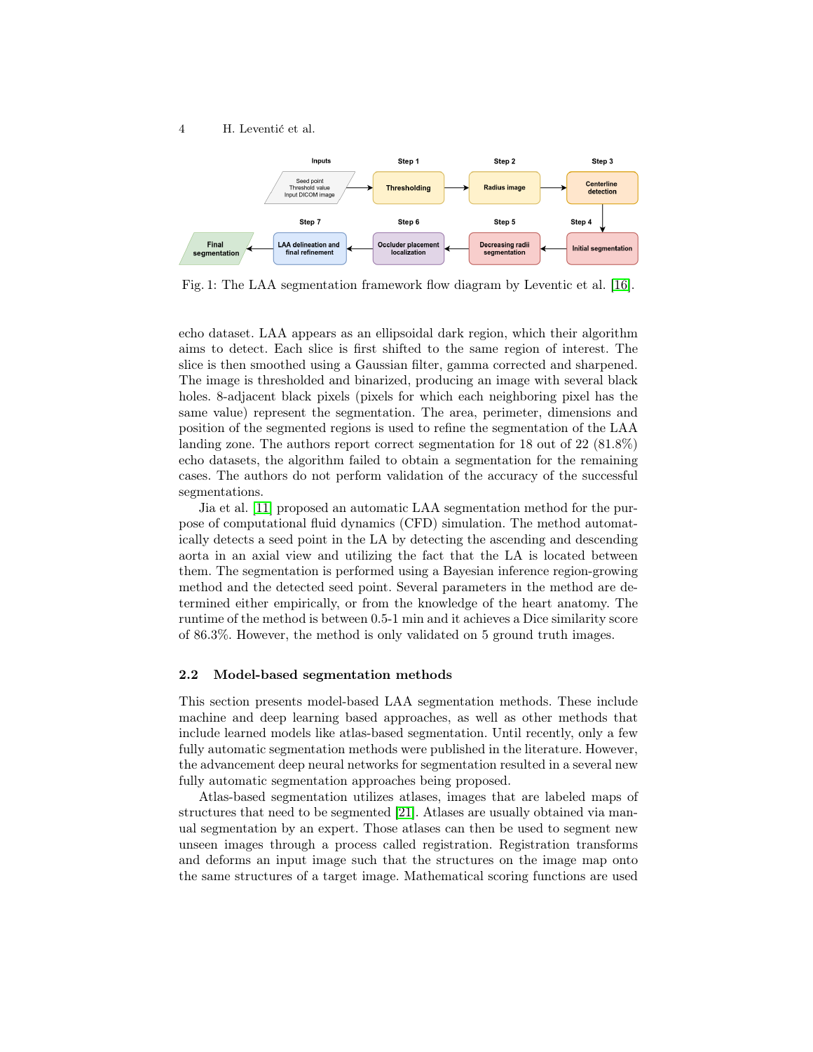Fig. 1: The LAA segmentation framework flow diagram by Leventic et al. [16].

echo dataset. LAA appears as an ellipsoidal dark region, which their algorithm aims to detect. Each slice is first shifted to the same region of interest. The slice is then smoothed using a Gaussian filter, gamma corrected and sharpened. The image is thresholded and binarized, producing an image with several black holes. 8-adjacent black pixels (pixels for which each neighboring pixel has the same value) represent the segmentation. The area, perimeter, dimensions and position of the segmented regions is used to refine the segmentation of the LAA landing zone. The authors report correct segmentation for 18 out of 22 (81.8%) echo datasets, the algorithm failed to obtain a segmentation for the remaining cases. The authors do not perform validation of the accuracy of the successful segmentations.

Jia et al. [11] proposed an automatic LAA segmentation method for the purpose of computational fluid dynamics (CFD) simulation. The method automatically detects a seed point in the LA by detecting the ascending and descending aorta in an axial view and utilizing the fact that the LA is located between them. The segmentation is performed using a Bayesian inference region-growing method and the detected seed point. Several parameters in the method are determined either empirically, or from the knowledge of the heart anatomy. The runtime of the method is between 0.5-1 min and it achieves a Dice similarity score of 86.3%. However, the method is only validated on 5 ground truth images.

### 2.2 Model-based segmentation methods

This section presents model-based LAA segmentation methods. These include machine and deep learning based approaches, as well as other methods that include learned models like atlas-based segmentation. Until recently, only a few fully automatic segmentation methods were published in the literature. However, the advancement deep neural networks for segmentation resulted in a several new fully automatic segmentation approaches being proposed.

Atlas-based segmentation utilizes atlases, images that are labeled maps of structures that need to be segmented [21]. Atlases are usually obtained via manual segmentation by an expert. Those atlases can then be used to segment new unseen images through a process called registration. Registration transforms and deforms an input image such that the structures on the image map onto the same structures of a target image. Mathematical scoring functions are used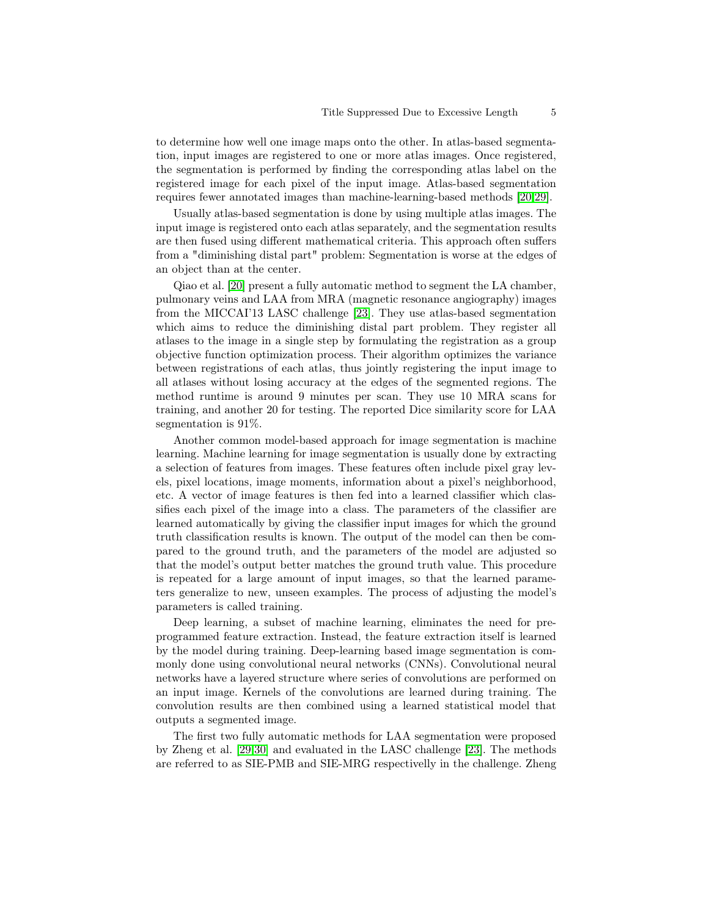to determine how well one image maps onto the other. In atlas-based segmentation, input images are registered to one or more atlas images. Once registered, the segmentation is performed by finding the corresponding atlas label on the registered image for each pixel of the input image. Atlas-based segmentation requires fewer annotated images than machine-learning-based methods [20,29].

Usually atlas-based segmentation is done by using multiple atlas images. The input image is registered onto each atlas separately, and the segmentation results are then fused using different mathematical criteria. This approach often suffers from a "diminishing distal part" problem: Segmentation is worse at the edges of an object than at the center.

Qiao et al. [20] present a fully automatic method to segment the LA chamber, pulmonary veins and LAA from MRA (magnetic resonance angiography) images from the MICCAI'13 LASC challenge [23]. They use atlas-based segmentation which aims to reduce the diminishing distal part problem. They register all atlases to the image in a single step by formulating the registration as a group objective function optimization process. Their algorithm optimizes the variance between registrations of each atlas, thus jointly registering the input image to all atlases without losing accuracy at the edges of the segmented regions. The method runtime is around 9 minutes per scan. They use 10 MRA scans for training, and another 20 for testing. The reported Dice similarity score for LAA segmentation is 91%.

Another common model-based approach for image segmentation is machine learning. Machine learning for image segmentation is usually done by extracting a selection of features from images. These features often include pixel gray levels, pixel locations, image moments, information about a pixel's neighborhood, etc. A vector of image features is then fed into a learned classifier which classifies each pixel of the image into a class. The parameters of the classifier are learned automatically by giving the classifier input images for which the ground truth classification results is known. The output of the model can then be compared to the ground truth, and the parameters of the model are adjusted so that the model's output better matches the ground truth value. This procedure is repeated for a large amount of input images, so that the learned parameters generalize to new, unseen examples. The process of adjusting the model's parameters is called training.

Deep learning, a subset of machine learning, eliminates the need for preprogrammed feature extraction. Instead, the feature extraction itself is learned by the model during training. Deep-learning based image segmentation is commonly done using convolutional neural networks (CNNs). Convolutional neural networks have a layered structure where series of convolutions are performed on an input image. Kernels of the convolutions are learned during training. The convolution results are then combined using a learned statistical model that outputs a segmented image.

The first two fully automatic methods for LAA segmentation were proposed by Zheng et al. [29,30] and evaluated in the LASC challenge [23]. The methods are referred to as SIE-PMB and SIE-MRG respectivelly in the challenge. Zheng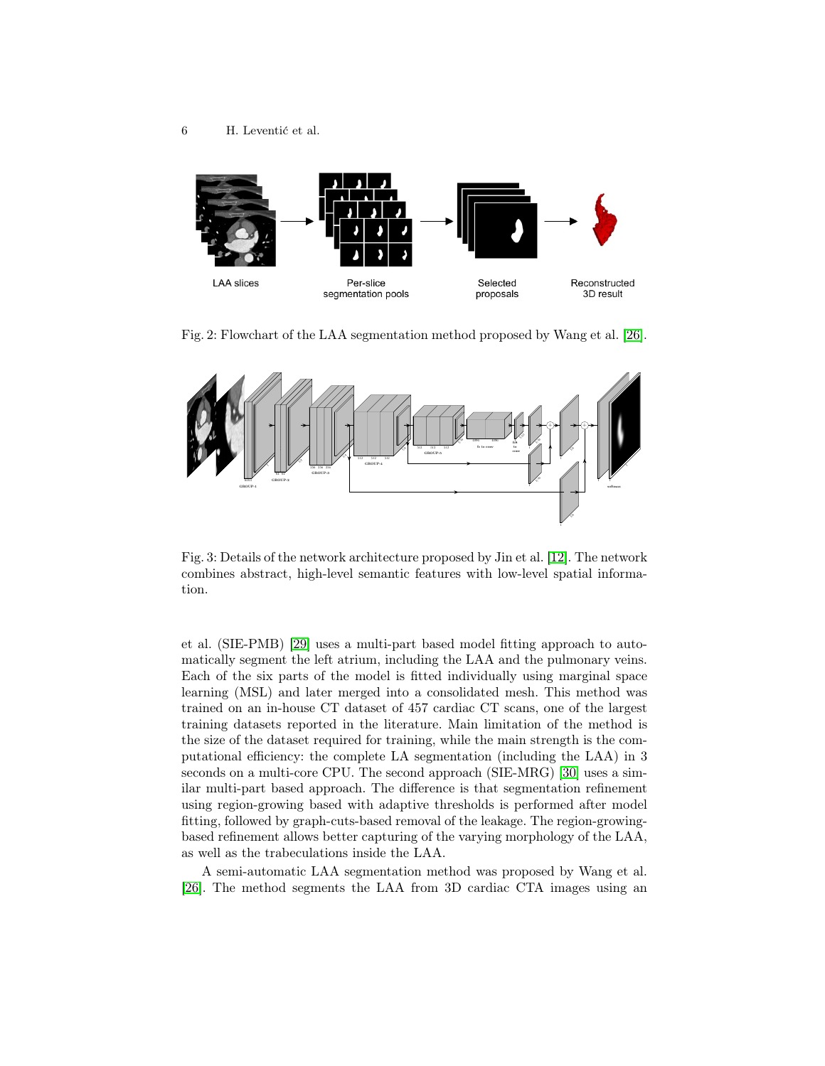Fig. 2: Flowchart of the LAA segmentation method proposed by Wang et al. [26].

Fig. 3: Details of the network architecture proposed by Jin et al. [12]. The network combines abstract, high-level semantic features with low-level spatial information.

et al. (SIE-PMB) [29] uses a multi-part based model fitting approach to automatically segment the left atrium, including the LAA and the pulmonary veins. Each of the six parts of the model is fitted individually using marginal space learning (MSL) and later merged into a consolidated mesh. This method was trained on an in-house CT dataset of 457 cardiac CT scans, one of the largest training datasets reported in the literature. Main limitation of the method is the size of the dataset required for training, while the main strength is the computational efficiency: the complete LA segmentation (including the LAA) in 3 seconds on a multi-core CPU. The second approach (SIE-MRG) [30] uses a similar multi-part based approach. The difference is that segmentation refinement using region-growing based with adaptive thresholds is performed after model fitting, followed by graph-cuts-based removal of the leakage. The region-growing-based refinement allows better capturing of the varying morphology of the LAA, as well as the trabeculations inside the LAA.

A semi-automatic LAA segmentation method was proposed by Wang et al. [26]. The method segments the LAA from 3D cardiac CTA images using an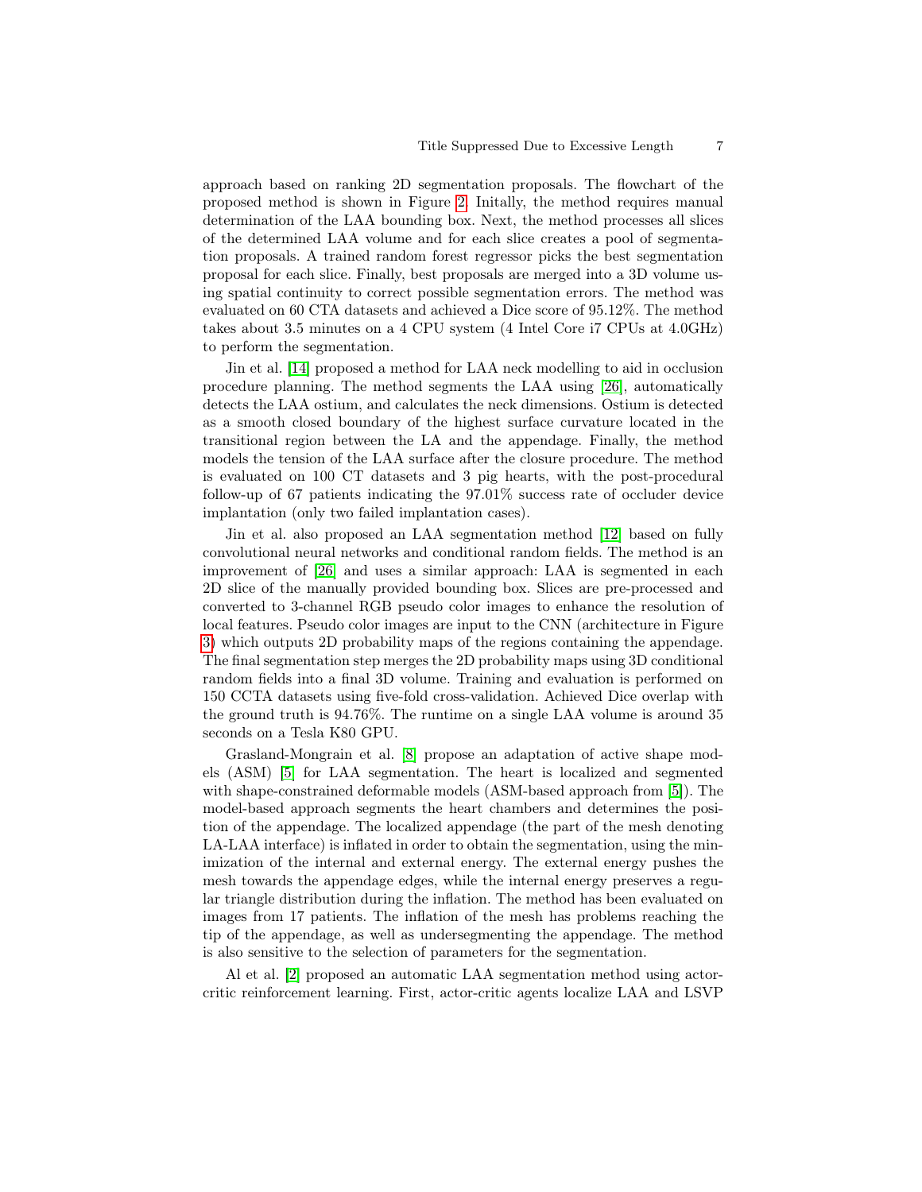approach based on ranking 2D segmentation proposals. The flowchart of the proposed method is shown in Figure 2. Initally, the method requires manual determination of the LAA bounding box. Next, the method processes all slices of the determined LAA volume and for each slice creates a pool of segmentation proposals. A trained random forest regressor picks the best segmentation proposal for each slice. Finally, best proposals are merged into a 3D volume using spatial continuity to correct possible segmentation errors. The method was evaluated on 60 CTA datasets and achieved a Dice score of 95.12%. The method takes about 3.5 minutes on a 4 CPU system (4 Intel Core i7 CPUs at 4.0GHz) to perform the segmentation.

Jin et al. [14] proposed a method for LAA neck modelling to aid in occlusion procedure planning. The method segments the LAA using [26], automatically detects the LAA ostium, and calculates the neck dimensions. Ostium is detected as a smooth closed boundary of the highest surface curvature located in the transitional region between the LA and the appendage. Finally, the method models the tension of the LAA surface after the closure procedure. The method is evaluated on 100 CT datasets and 3 pig hearts, with the post-procedural follow-up of 67 patients indicating the 97.01% success rate of occluder device implantation (only two failed implantation cases).

Jin et al. also proposed an LAA segmentation method [12] based on fully convolutional neural networks and conditional random fields. The method is an improvement of [26] and uses a similar approach: LAA is segmented in each 2D slice of the manually provided bounding box. Slices are pre-processed and converted to 3-channel RGB pseudo color images to enhance the resolution of local features. Pseudo color images are input to the CNN (architecture in Figure 3) which outputs 2D probability maps of the regions containing the appendage. The final segmentation step merges the 2D probability maps using 3D conditional random fields into a final 3D volume. Training and evaluation is performed on 150 CCTA datasets using five-fold cross-validation. Achieved Dice overlap with the ground truth is 94.76%. The runtime on a single LAA volume is around 35 seconds on a Tesla K80 GPU.

Grasland-Mongrain et al. [8] propose an adaptation of active shape models (ASM) [5] for LAA segmentation. The heart is localized and segmented with shape-constrained deformable models (ASM-based approach from [5]). The model-based approach segments the heart chambers and determines the position of the appendage. The localized appendage (the part of the mesh denoting LA-LAA interface) is inflated in order to obtain the segmentation, using the minimization of the internal and external energy. The external energy pushes the mesh towards the appendage edges, while the internal energy preserves a regular triangle distribution during the inflation. The method has been evaluated on images from 17 patients. The inflation of the mesh has problems reaching the tip of the appendage, as well as undersegmenting the appendage. The method is also sensitive to the selection of parameters for the segmentation.

Al et al. [2] proposed an automatic LAA segmentation method using actor-critic reinforcement learning. First, actor-critic agents localize LAA and LSVP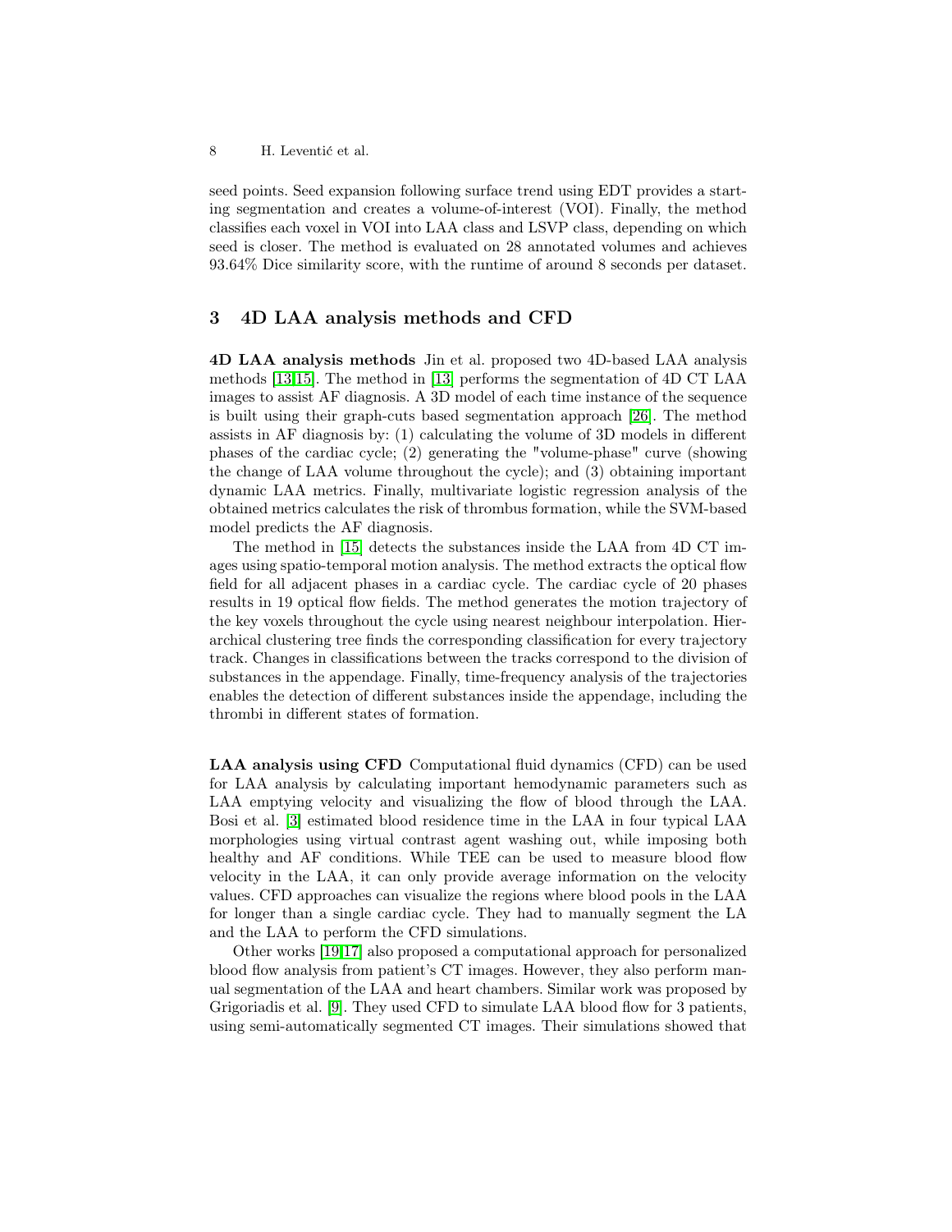seed points. Seed expansion following surface trend using EDT provides a starting segmentation and creates a volume-of-interest (VOI). Finally, the method classifies each voxel in VOI into LAA class and LSVP class, depending on which seed is closer. The method is evaluated on 28 annotated volumes and achieves 93.64% Dice similarity score, with the runtime of around 8 seconds per dataset.

## 3 4D LAA analysis methods and CFD

**4D LAA analysis methods** Jin et al. proposed two 4D-based LAA analysis methods [13,15]. The method in [13] performs the segmentation of 4D CT LAA images to assist AF diagnosis. A 3D model of each time instance of the sequence is built using their graph-cuts based segmentation approach [26]. The method assists in AF diagnosis by: (1) calculating the volume of 3D models in different phases of the cardiac cycle; (2) generating the "volume-phase" curve (showing the change of LAA volume throughout the cycle); and (3) obtaining important dynamic LAA metrics. Finally, multivariate logistic regression analysis of the obtained metrics calculates the risk of thrombus formation, while the SVM-based model predicts the AF diagnosis.

The method in [15] detects the substances inside the LAA from 4D CT images using spatio-temporal motion analysis. The method extracts the optical flow field for all adjacent phases in a cardiac cycle. The cardiac cycle of 20 phases results in 19 optical flow fields. The method generates the motion trajectory of the key voxels throughout the cycle using nearest neighbour interpolation. Hierarchical clustering tree finds the corresponding classification for every trajectory track. Changes in classifications between the tracks correspond to the division of substances in the appendage. Finally, time-frequency analysis of the trajectories enables the detection of different substances inside the appendage, including the thrombi in different states of formation.

**LAA analysis using CFD** Computational fluid dynamics (CFD) can be used for LAA analysis by calculating important hemodynamic parameters such as LAA emptying velocity and visualizing the flow of blood through the LAA. Bosi et al. [3] estimated blood residence time in the LAA in four typical LAA morphologies using virtual contrast agent washing out, while imposing both healthy and AF conditions. While TEE can be used to measure blood flow velocity in the LAA, it can only provide average information on the velocity values. CFD approaches can visualize the regions where blood pools in the LAA for longer than a single cardiac cycle. They had to manually segment the LA and the LAA to perform the CFD simulations.

Other works [19,17] also proposed a computational approach for personalized blood flow analysis from patient's CT images. However, they also perform manual segmentation of the LAA and heart chambers. Similar work was proposed by Grigoriadis et al. [9]. They used CFD to simulate LAA blood flow for 3 patients, using semi-automatically segmented CT images. Their simulations showed that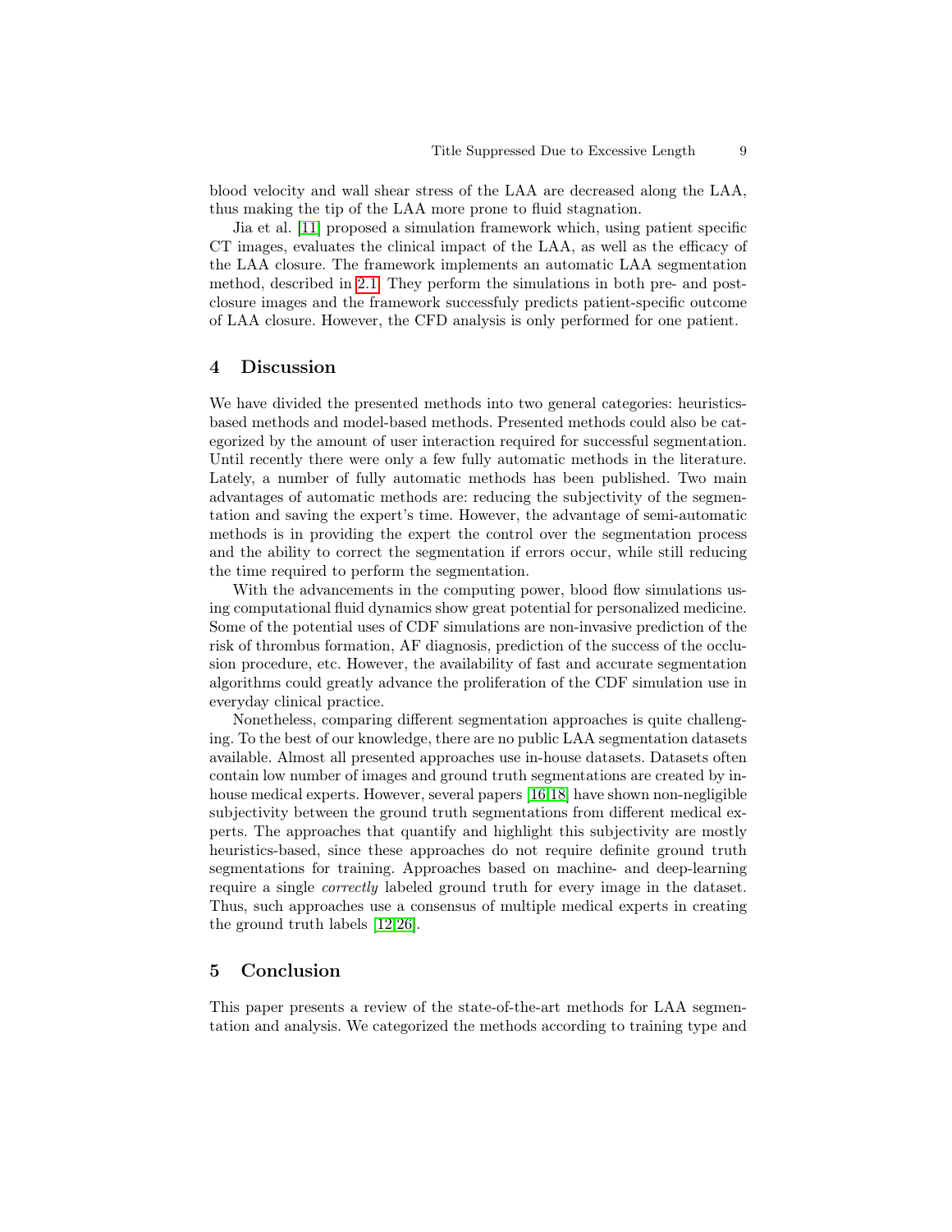blood velocity and wall shear stress of the LAA are decreased along the LAA, thus making the tip of the LAA more prone to fluid stagnation.

Jia et al. [11] proposed a simulation framework which, using patient specific CT images, evaluates the clinical impact of the LAA, as well as the efficacy of the LAA closure. The framework implements an automatic LAA segmentation method, described in 2.1. They perform the simulations in both pre- and post-closure images and the framework successfuly predicts patient-specific outcome of LAA closure. However, the CFD analysis is only performed for one patient.

## 4 Discussion

We have divided the presented methods into two general categories: heuristics-based methods and model-based methods. Presented methods could also be categorized by the amount of user interaction required for successful segmentation. Until recently there were only a few fully automatic methods in the literature. Lately, a number of fully automatic methods has been published. Two main advantages of automatic methods are: reducing the subjectivity of the segmentation and saving the expert's time. However, the advantage of semi-automatic methods is in providing the expert the control over the segmentation process and the ability to correct the segmentation if errors occur, while still reducing the time required to perform the segmentation.

With the advancements in the computing power, blood flow simulations using computational fluid dynamics show great potential for personalized medicine. Some of the potential uses of CDF simulations are non-invasive prediction of the risk of thrombus formation, AF diagnosis, prediction of the success of the occlusion procedure, etc. However, the availability of fast and accurate segmentation algorithms could greatly advance the proliferation of the CDF simulation use in everyday clinical practice.

Nonetheless, comparing different segmentation approaches is quite challenging. To the best of our knowledge, there are no public LAA segmentation datasets available. Almost all presented approaches use in-house datasets. Datasets often contain low number of images and ground truth segmentations are created by in-house medical experts. However, several papers [16,18] have shown non-negligible subjectivity between the ground truth segmentations from different medical experts. The approaches that quantify and highlight this subjectivity are mostly heuristics-based, since these approaches do not require definite ground truth segmentations for training. Approaches based on machine- and deep-learning require a single *correctly* labeled ground truth for every image in the dataset. Thus, such approaches use a consensus of multiple medical experts in creating the ground truth labels [12,26].

## 5 Conclusion

This paper presents a review of the state-of-the-art methods for LAA segmentation and analysis. We categorized the methods according to training type and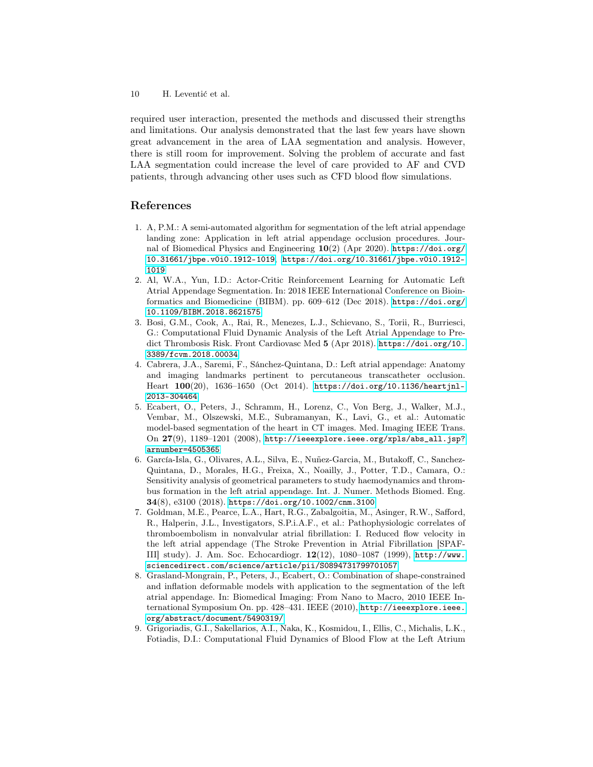required user interaction, presented the methods and discussed their strengths and limitations. Our analysis demonstrated that the last few years have shown great advancement in the area of LAA segmentation and analysis. However, there is still room for improvement. Solving the problem of accurate and fast LAA segmentation could increase the level of care provided to AF and CVD patients, through advancing other uses such as CFD blood flow simulations.

## References

1. A, P.M.: A semi-automated algorithm for segmentation of the left atrial appendage landing zone: Application in left atrial appendage occlusion procedures. Journal of Biomedical Physics and Engineering **10**(2) (Apr 2020). https://doi.org/10.31661/jbpe.v0i0.1912-1019, https://doi.org/10.31661/jbpe.v0i0.1912-1019
2. Al, W.A., Yun, I.D.: Actor-Critic Reinforcement Learning for Automatic Left Atrial Appendage Segmentation. In: 2018 IEEE International Conference on Bioinformatics and Biomedicine (BIBM). pp. 609–612 (Dec 2018). https://doi.org/10.1109/BIBM.2018.8621575
3. Bosi, G.M., Cook, A., Rai, R., Menezes, L.J., Schievano, S., Torii, R., Burriesci, G.: Computational Fluid Dynamic Analysis of the Left Atrial Appendage to Predict Thrombosis Risk. Front Cardiovasc Med **5** (Apr 2018). https://doi.org/10.3389/fcvm.2018.00034
4. Cabrera, J.A., Saremi, F., Sánchez-Quintana, D.: Left atrial appendage: Anatomy and imaging landmarks pertinent to percutaneous transcatheter occlusion. Heart **100**(20), 1636–1650 (Oct 2014). https://doi.org/10.1136/heartjnl-2013-304464
5. Ecabert, O., Peters, J., Schramm, H., Lorenz, C., Von Berg, J., Walker, M.J., Vembar, M., Olszewski, M.E., Subramanyan, K., Lavi, G., et al.: Automatic model-based segmentation of the heart in CT images. Med. Imaging IEEE Trans. On **27**(9), 1189–1201 (2008), http://ieeexplore.ieee.org/xpls/abs_all.jsp?arnumber=4505365
6. García-Isla, G., Olivares, A.L., Silva, E., Nuñez-Garcia, M., Butakoff, C., Sanchez-Quintana, D., Morales, H.G., Freixa, X., Noailly, J., Potter, T.D., Camara, O.: Sensitivity analysis of geometrical parameters to study haemodynamics and thrombus formation in the left atrial appendage. Int. J. Numer. Methods Biomed. Eng. **34**(8), e3100 (2018). https://doi.org/10.1002/cnm.3100
7. Goldman, M.E., Pearce, L.A., Hart, R.G., Zabalgoitia, M., Asinger, R.W., Safford, R., Halperin, J.L., Investigators, S.P.i.A.F., et al.: Pathophysiologic correlates of thromboembolism in nonvalvular atrial fibrillation: I. Reduced flow velocity in the left atrial appendage (The Stroke Prevention in Atrial Fibrillation [SPAF-III] study). J. Am. Soc. Echocardiogr. **12**(12), 1080–1087 (1999), http://www.sciencedirect.com/science/article/pii/S0894731799701057
8. Grasland-Mongrain, P., Peters, J., Ecabert, O.: Combination of shape-constrained and inflation deformable models with application to the segmentation of the left atrial appendage. In: Biomedical Imaging: From Nano to Macro, 2010 IEEE International Symposium On. pp. 428–431. IEEE (2010), http://ieeexplore.ieee.org/abstract/document/5490319/
9. Grigoriadis, G.I., Sakellarios, A.I., Naka, K., Kosmidou, I., Ellis, C., Michalis, L.K., Fotiadis, D.I.: Computational Fluid Dynamics of Blood Flow at the Left Atrium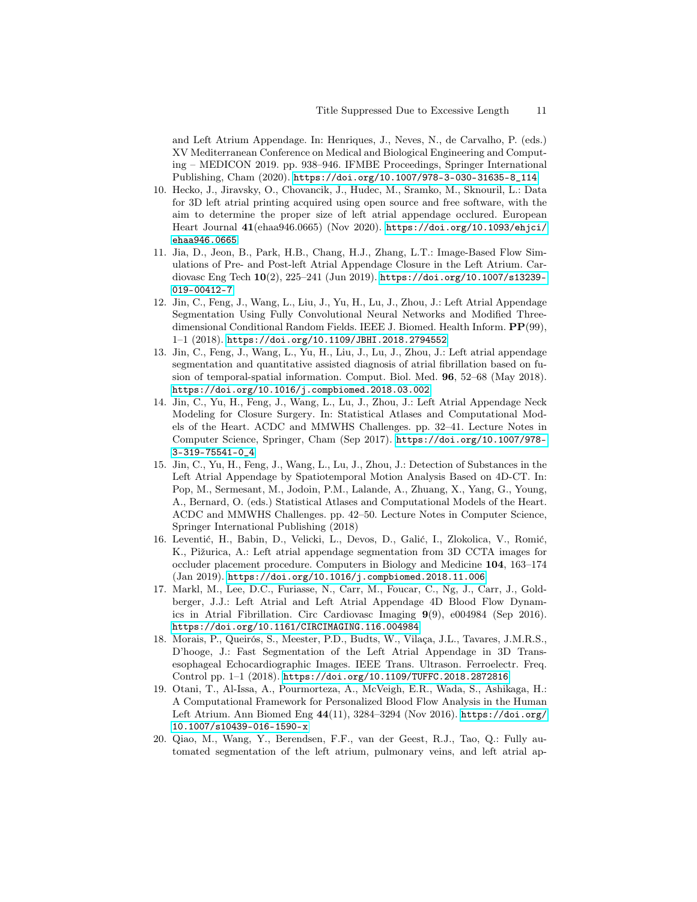and Left Atrium Appendage. In: Henriques, J., Neves, N., de Carvalho, P. (eds.) XV Mediterranean Conference on Medical and Biological Engineering and Computing – MEDICON 2019. pp. 938–946. IFMBE Proceedings, Springer International Publishing, Cham (2020). https://doi.org/10.1007/978-3-030-31635-8_114

10. Hecko, J., Jiravsky, O., Chovancik, J., Hudec, M., Sramko, M., Sknouril, L.: Data for 3D left atrial printing acquired using open source and free software, with the aim to determine the proper size of left atrial appendage occlured. European Heart Journal **41**(ehaa946.0665) (Nov 2020). https://doi.org/10.1093/ehjci/ehaa946.0665
11. Jia, D., Jeon, B., Park, H.B., Chang, H.J., Zhang, L.T.: Image-Based Flow Simulations of Pre- and Post-left Atrial Appendage Closure in the Left Atrium. Cardiovasc Eng Tech **10**(2), 225–241 (Jun 2019). https://doi.org/10.1007/s13239-019-00412-7
12. Jin, C., Feng, J., Wang, L., Liu, J., Yu, H., Lu, J., Zhou, J.: Left Atrial Appendage Segmentation Using Fully Convolutional Neural Networks and Modified Three-dimensional Conditional Random Fields. IEEE J. Biomed. Health Inform. **PP**(99), 1–1 (2018). https://doi.org/10.1109/JBHI.2018.2794552
13. Jin, C., Feng, J., Wang, L., Yu, H., Liu, J., Lu, J., Zhou, J.: Left atrial appendage segmentation and quantitative assisted diagnosis of atrial fibrillation based on fusion of temporal-spatial information. Comput. Biol. Med. **96**, 52–68 (May 2018). https://doi.org/10.1016/j.compbiomed.2018.03.002
14. Jin, C., Yu, H., Feng, J., Wang, L., Lu, J., Zhou, J.: Left Atrial Appendage Neck Modeling for Closure Surgery. In: Statistical Atlases and Computational Models of the Heart. ACDC and MMWHS Challenges. pp. 32–41. Lecture Notes in Computer Science, Springer, Cham (Sep 2017). https://doi.org/10.1007/978-3-319-75541-0_4
15. Jin, C., Yu, H., Feng, J., Wang, L., Lu, J., Zhou, J.: Detection of Substances in the Left Atrial Appendage by Spatiotemporal Motion Analysis Based on 4D-CT. In: Pop, M., Sermesant, M., Jodoin, P.M., Lalande, A., Zhuang, X., Yang, G., Young, A., Bernard, O. (eds.) Statistical Atlases and Computational Models of the Heart. ACDC and MMWHS Challenges. pp. 42–50. Lecture Notes in Computer Science, Springer International Publishing (2018)
16. Leventić, H., Babin, D., Velicki, L., Devos, D., Galić, I., Zlokolica, V., Romić, K., Pižurica, A.: Left atrial appendage segmentation from 3D CCTA images for occluder placement procedure. Computers in Biology and Medicine **104**, 163–174 (Jan 2019). https://doi.org/10.1016/j.compbiomed.2018.11.006
17. Markl, M., Lee, D.C., Furiasse, N., Carr, M., Foucar, C., Ng, J., Carr, J., Goldberger, J.J.: Left Atrial and Left Atrial Appendage 4D Blood Flow Dynamics in Atrial Fibrillation. Circ Cardiovasc Imaging **9**(9), e004984 (Sep 2016). https://doi.org/10.1161/CIRCIMAGING.116.004984
18. Morais, P., Queirós, S., Meester, P.D., Budts, W., Vilaça, J.L., Tavares, J.M.R.S., D'hooge, J.: Fast Segmentation of the Left Atrial Appendage in 3D Transesophageal Echocardiographic Images. IEEE Trans. Ultrason. Ferroelectr. Freq. Control pp. 1–1 (2018). https://doi.org/10.1109/TUFFC.2018.2872816
19. Otani, T., Al-Issa, A., Pourmorteza, A., McVeigh, E.R., Wada, S., Ashikaga, H.: A Computational Framework for Personalized Blood Flow Analysis in the Human Left Atrium. Ann Biomed Eng **44**(11), 3284–3294 (Nov 2016). https://doi.org/10.1007/s10439-016-1590-x
20. Qiao, M., Wang, Y., Berendsen, F.F., van der Geest, R.J., Tao, Q.: Fully automated segmentation of the left atrium, pulmonary veins, and left atrial ap-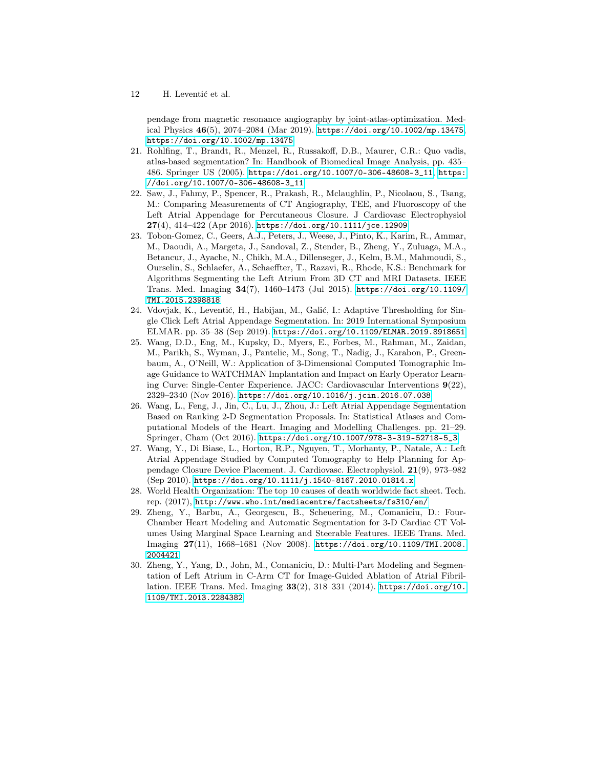pendage from magnetic resonance angiography by joint-atlas-optimization. Medical Physics **46**(5), 2074–2084 (Mar 2019). https://doi.org/10.1002/mp.13475, https://doi.org/10.1002/mp.13475

21. Rohlfing, T., Brandt, R., Menzel, R., Russakoff, D.B., Maurer, C.R.: Quo vadis, atlas-based segmentation? In: Handbook of Biomedical Image Analysis, pp. 435–486. Springer US (2005). https://doi.org/10.1007/0-306-48608-3_11, https://doi.org/10.1007/0-306-48608-3_11
22. Saw, J., Fahmy, P., Spencer, R., Prakash, R., Mclaughlin, P., Nicolaou, S., Tsang, M.: Comparing Measurements of CT Angiography, TEE, and Fluoroscopy of the Left Atrial Appendage for Percutaneous Closure. J Cardiovasc Electrophysiol **27**(4), 414–422 (Apr 2016). https://doi.org/10.1111/jce.12909
23. Tobon-Gomez, C., Geers, A.J., Peters, J., Weese, J., Pinto, K., Karim, R., Ammar, M., Daoudi, A., Margeta, J., Sandoval, Z., Stender, B., Zheng, Y., Zuluaga, M.A., Betancur, J., Ayache, N., Chikh, M.A., Dillenseger, J., Kelm, B.M., Mahmoudi, S., Ourselin, S., Schlaefer, A., Schaeffter, T., Razavi, R., Rhode, K.S.: Benchmark for Algorithms Segmenting the Left Atrium From 3D CT and MRI Datasets. IEEE Trans. Med. Imaging **34**(7), 1460–1473 (Jul 2015). https://doi.org/10.1109/TMI.2015.2398818
24. Vdovjak, K., Leventić, H., Habijan, M., Galić, I.: Adaptive Thresholding for Single Click Left Atrial Appendage Segmentation. In: 2019 International Symposium ELMAR. pp. 35–38 (Sep 2019). https://doi.org/10.1109/ELMAR.2019.8918651
25. Wang, D.D., Eng, M., Kupsky, D., Myers, E., Forbes, M., Rahman, M., Zaidan, M., Parikh, S., Wyman, J., Pantelic, M., Song, T., Nadig, J., Karabon, P., Greenbaum, A., O'Neill, W.: Application of 3-Dimensional Computed Tomographic Image Guidance to WATCHMAN Implantation and Impact on Early Operator Learning Curve: Single-Center Experience. JACC: Cardiovascular Interventions **9**(22), 2329–2340 (Nov 2016). https://doi.org/10.1016/j.jcin.2016.07.038
26. Wang, L., Feng, J., Jin, C., Lu, J., Zhou, J.: Left Atrial Appendage Segmentation Based on Ranking 2-D Segmentation Proposals. In: Statistical Atlases and Computational Models of the Heart. Imaging and Modelling Challenges. pp. 21–29. Springer, Cham (Oct 2016). https://doi.org/10.1007/978-3-319-52718-5_3
27. Wang, Y., Di Biase, L., Horton, R.P., Nguyen, T., Morhanty, P., Natale, A.: Left Atrial Appendage Studied by Computed Tomography to Help Planning for Appendage Closure Device Placement. J. Cardiovasc. Electrophysiol. **21**(9), 973–982 (Sep 2010). https://doi.org/10.1111/j.1540-8167.2010.01814.x
28. World Health Organization: The top 10 causes of death worldwide fact sheet. Tech. rep. (2017), http://www.who.int/mediacentre/factsheets/fs310/en/
29. Zheng, Y., Barbu, A., Georgescu, B., Scheuering, M., Comaniciu, D.: Four-Chamber Heart Modeling and Automatic Segmentation for 3-D Cardiac CT Volumes Using Marginal Space Learning and Steerable Features. IEEE Trans. Med. Imaging **27**(11), 1668–1681 (Nov 2008). https://doi.org/10.1109/TMI.2008.2004421
30. Zheng, Y., Yang, D., John, M., Comaniciu, D.: Multi-Part Modeling and Segmentation of Left Atrium in C-Arm CT for Image-Guided Ablation of Atrial Fibrillation. IEEE Trans. Med. Imaging **33**(2), 318–331 (2014). https://doi.org/10.1109/TMI.2013.2284382